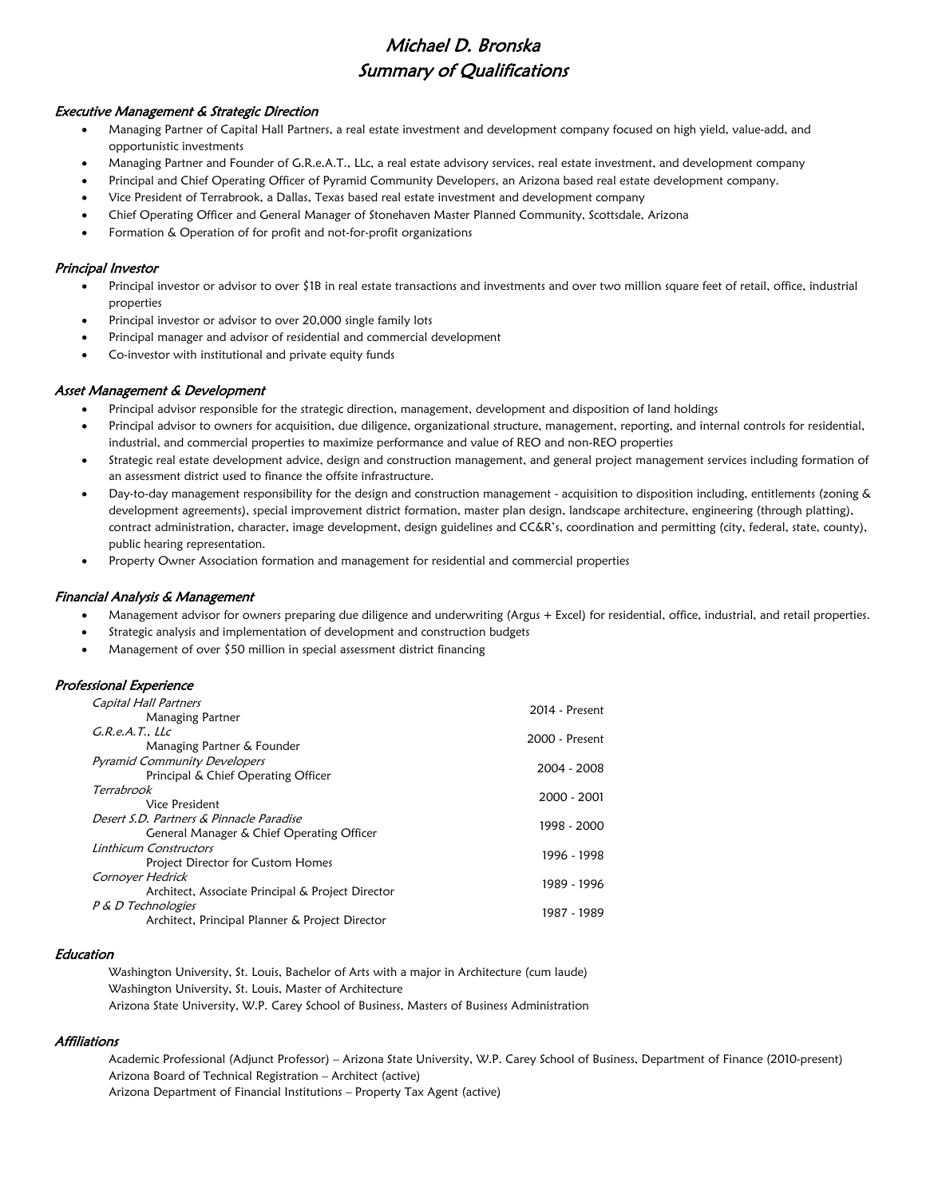# *Michael D. Bronska*
# *Summary of Qualifications*

### *Executive Management & Strategic Direction*

- Managing Partner of Capital Hall Partners, a real estate investment and development company focused on high yield, value-add, and opportunistic investments
- Managing Partner and Founder of G.R.e.A.T., LLc, a real estate advisory services, real estate investment, and development company
- Principal and Chief Operating Officer of Pyramid Community Developers, an Arizona based real estate development company.
- Vice President of Terrabrook, a Dallas, Texas based real estate investment and development company
- Chief Operating Officer and General Manager of Stonehaven Master Planned Community, Scottsdale, Arizona
- Formation & Operation of for profit and not-for-profit organizations

### *Principal Investor*

- Principal investor or advisor to over $1B in real estate transactions and investments and over two million square feet of retail, office, industrial properties
- Principal investor or advisor to over 20,000 single family lots
- Principal manager and advisor of residential and commercial development
- Co-investor with institutional and private equity funds

### *Asset Management & Development*

- Principal advisor responsible for the strategic direction, management, development and disposition of land holdings
- Principal advisor to owners for acquisition, due diligence, organizational structure, management, reporting, and internal controls for residential, industrial, and commercial properties to maximize performance and value of REO and non-REO properties
- Strategic real estate development advice, design and construction management, and general project management services including formation of an assessment district used to finance the offsite infrastructure.
- Day-to-day management responsibility for the design and construction management - acquisition to disposition including, entitlements (zoning & development agreements), special improvement district formation, master plan design, landscape architecture, engineering (through platting), contract administration, character, image development, design guidelines and CC&R's, coordination and permitting (city, federal, state, county), public hearing representation.
- Property Owner Association formation and management for residential and commercial properties

### *Financial Analysis & Management*

- Management advisor for owners preparing due diligence and underwriting (Argus + Excel) for residential, office, industrial, and retail properties.
- Strategic analysis and implementation of development and construction budgets
- Management of over $50 million in special assessment district financing

### *Professional Experience*

| | |
|---|---|
| *Capital Hall Partners*<br>Managing Partner | 2014 - Present |
| *G.R.e.A.T., LLc*<br>Managing Partner & Founder | 2000 - Present |
| *Pyramid Community Developers*<br>Principal & Chief Operating Officer | 2004 - 2008 |
| *Terrabrook*<br>Vice President | 2000 - 2001 |
| *Desert S.D. Partners & Pinnacle Paradise*<br>General Manager & Chief Operating Officer | 1998 - 2000 |
| *Linthicum Constructors*<br>Project Director for Custom Homes | 1996 - 1998 |
| *Cornoyer Hedrick*<br>Architect, Associate Principal & Project Director | 1989 - 1996 |
| *P & D Technologies*<br>Architect, Principal Planner & Project Director | 1987 - 1989 |

### *Education*

Washington University, St. Louis, Bachelor of Arts with a major in Architecture (cum laude)
Washington University, St. Louis, Master of Architecture
Arizona State University, W.P. Carey School of Business, Masters of Business Administration

### *Affiliations*

Academic Professional (Adjunct Professor) – Arizona State University, W.P. Carey School of Business, Department of Finance (2010-present)
Arizona Board of Technical Registration – Architect (active)
Arizona Department of Financial Institutions – Property Tax Agent (active)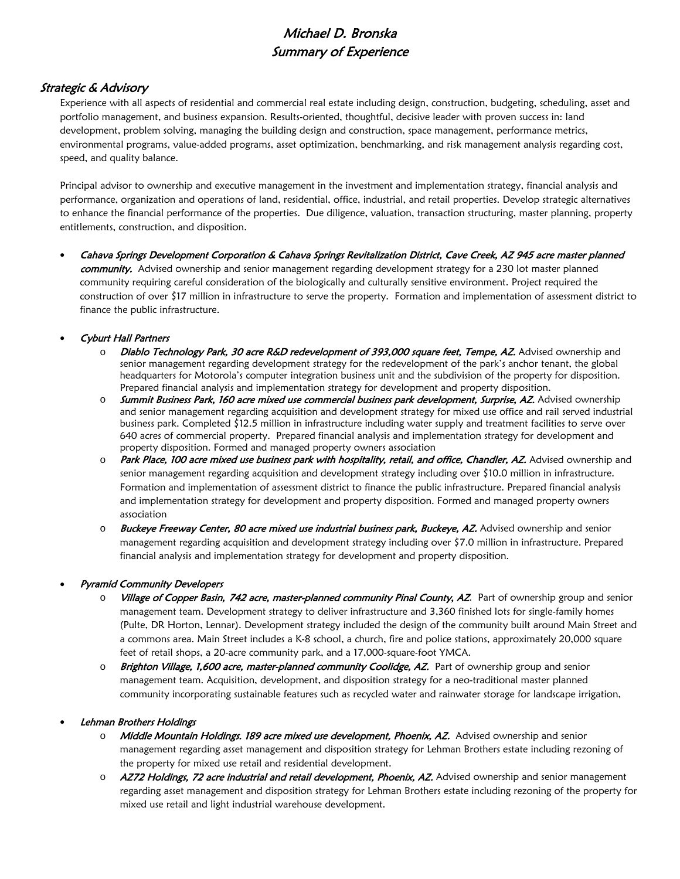# *Michael D. Bronska*
## *Summary of Experience*

### *Strategic & Advisory*

Experience with all aspects of residential and commercial real estate including design, construction, budgeting, scheduling, asset and portfolio management, and business expansion. Results-oriented, thoughtful, decisive leader with proven success in: land development, problem solving, managing the building design and construction, space management, performance metrics, environmental programs, value-added programs, asset optimization, benchmarking, and risk management analysis regarding cost, speed, and quality balance.

Principal advisor to ownership and executive management in the investment and implementation strategy, financial analysis and performance, organization and operations of land, residential, office, industrial, and retail properties. Develop strategic alternatives to enhance the financial performance of the properties. Due diligence, valuation, transaction structuring, master planning, property entitlements, construction, and disposition.

- ***Cahava Springs Development Corporation & Cahava Springs Revitalization District, Cave Creek, AZ 945 acre master planned community.*** Advised ownership and senior management regarding development strategy for a 230 lot master planned community requiring careful consideration of the biologically and culturally sensitive environment. Project required the construction of over $17 million in infrastructure to serve the property. Formation and implementation of assessment district to finance the public infrastructure.

- *Cyburt Hall Partners*
  - ***Diablo Technology Park, 30 acre R&D redevelopment of 393,000 square feet, Tempe, AZ.*** Advised ownership and senior management regarding development strategy for the redevelopment of the park's anchor tenant, the global headquarters for Motorola's computer integration business unit and the subdivision of the property for disposition. Prepared financial analysis and implementation strategy for development and property disposition.
  - ***Summit Business Park, 160 acre mixed use commercial business park development, Surprise, AZ.*** Advised ownership and senior management regarding acquisition and development strategy for mixed use office and rail served industrial business park. Completed $12.5 million in infrastructure including water supply and treatment facilities to serve over 640 acres of commercial property. Prepared financial analysis and implementation strategy for development and property disposition. Formed and managed property owners association
  - ***Park Place, 100 acre mixed use business park with hospitality, retail, and office, Chandler, AZ.*** Advised ownership and senior management regarding acquisition and development strategy including over $10.0 million in infrastructure. Formation and implementation of assessment district to finance the public infrastructure. Prepared financial analysis and implementation strategy for development and property disposition. Formed and managed property owners association
  - ***Buckeye Freeway Center, 80 acre mixed use industrial business park, Buckeye, AZ.*** Advised ownership and senior management regarding acquisition and development strategy including over $7.0 million in infrastructure. Prepared financial analysis and implementation strategy for development and property disposition.

- *Pyramid Community Developers*
  - ***Village of Copper Basin, 742 acre, master-planned community Pinal County, AZ.*** Part of ownership group and senior management team. Development strategy to deliver infrastructure and 3,360 finished lots for single-family homes (Pulte, DR Horton, Lennar). Development strategy included the design of the community built around Main Street and a commons area. Main Street includes a K-8 school, a church, fire and police stations, approximately 20,000 square feet of retail shops, a 20-acre community park, and a 17,000-square-foot YMCA.
  - ***Brighton Village, 1,600 acre, master-planned community Coolidge, AZ.*** Part of ownership group and senior management team. Acquisition, development, and disposition strategy for a neo-traditional master planned community incorporating sustainable features such as recycled water and rainwater storage for landscape irrigation,

- *Lehman Brothers Holdings*
  - ***Middle Mountain Holdings. 189 acre mixed use development, Phoenix, AZ.*** Advised ownership and senior management regarding asset management and disposition strategy for Lehman Brothers estate including rezoning of the property for mixed use retail and residential development.
  - ***AZ72 Holdings, 72 acre industrial and retail development, Phoenix, AZ.*** Advised ownership and senior management regarding asset management and disposition strategy for Lehman Brothers estate including rezoning of the property for mixed use retail and light industrial warehouse development.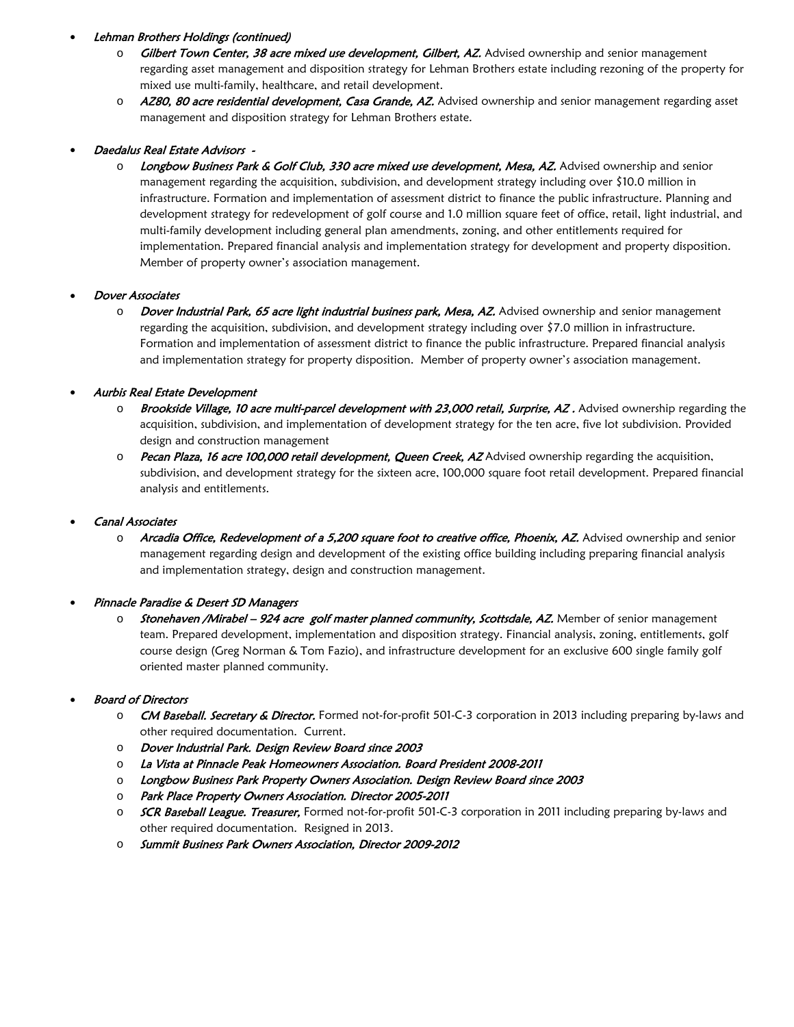- *Lehman Brothers Holdings (continued)*
    - ***Gilbert Town Center, 38 acre mixed use development, Gilbert, AZ.*** Advised ownership and senior management regarding asset management and disposition strategy for Lehman Brothers estate including rezoning of the property for mixed use multi-family, healthcare, and retail development.
    - ***AZ80, 80 acre residential development, Casa Grande, AZ.*** Advised ownership and senior management regarding asset management and disposition strategy for Lehman Brothers estate.

- *Daedalus Real Estate Advisors -*
    - ***Longbow Business Park & Golf Club, 330 acre mixed use development, Mesa, AZ.*** Advised ownership and senior management regarding the acquisition, subdivision, and development strategy including over $10.0 million in infrastructure. Formation and implementation of assessment district to finance the public infrastructure. Planning and development strategy for redevelopment of golf course and 1.0 million square feet of office, retail, light industrial, and multi-family development including general plan amendments, zoning, and other entitlements required for implementation. Prepared financial analysis and implementation strategy for development and property disposition. Member of property owner's association management.

- *Dover Associates*
    - ***Dover Industrial Park, 65 acre light industrial business park, Mesa, AZ.*** Advised ownership and senior management regarding the acquisition, subdivision, and development strategy including over $7.0 million in infrastructure. Formation and implementation of assessment district to finance the public infrastructure. Prepared financial analysis and implementation strategy for property disposition. Member of property owner's association management.

- *Aurbis Real Estate Development*
    - ***Brookside Village, 10 acre multi-parcel development with 23,000 retail, Surprise, AZ .*** Advised ownership regarding the acquisition, subdivision, and implementation of development strategy for the ten acre, five lot subdivision. Provided design and construction management
    - ***Pecan Plaza, 16 acre 100,000 retail development, Queen Creek, AZ*** Advised ownership regarding the acquisition, subdivision, and development strategy for the sixteen acre, 100,000 square foot retail development. Prepared financial analysis and entitlements.

- *Canal Associates*
    - ***Arcadia Office, Redevelopment of a 5,200 square foot to creative office, Phoenix, AZ.*** Advised ownership and senior management regarding design and development of the existing office building including preparing financial analysis and implementation strategy, design and construction management.

- *Pinnacle Paradise & Desert SD Managers*
    - ***Stonehaven /Mirabel – 924 acre golf master planned community, Scottsdale, AZ.*** Member of senior management team. Prepared development, implementation and disposition strategy. Financial analysis, zoning, entitlements, golf course design (Greg Norman & Tom Fazio), and infrastructure development for an exclusive 600 single family golf oriented master planned community.

- *Board of Directors*
    - ***CM Baseball. Secretary & Director.*** Formed not-for-profit 501-C-3 corporation in 2013 including preparing by-laws and other required documentation. Current.
    - ***Dover Industrial Park. Design Review Board since 2003***
    - ***La Vista at Pinnacle Peak Homeowners Association. Board President 2008-2011***
    - ***Longbow Business Park Property Owners Association. Design Review Board since 2003***
    - ***Park Place Property Owners Association. Director 2005-2011***
    - ***SCR Baseball League. Treasurer,*** Formed not-for-profit 501-C-3 corporation in 2011 including preparing by-laws and other required documentation. Resigned in 2013.
    - ***Summit Business Park Owners Association, Director 2009-2012***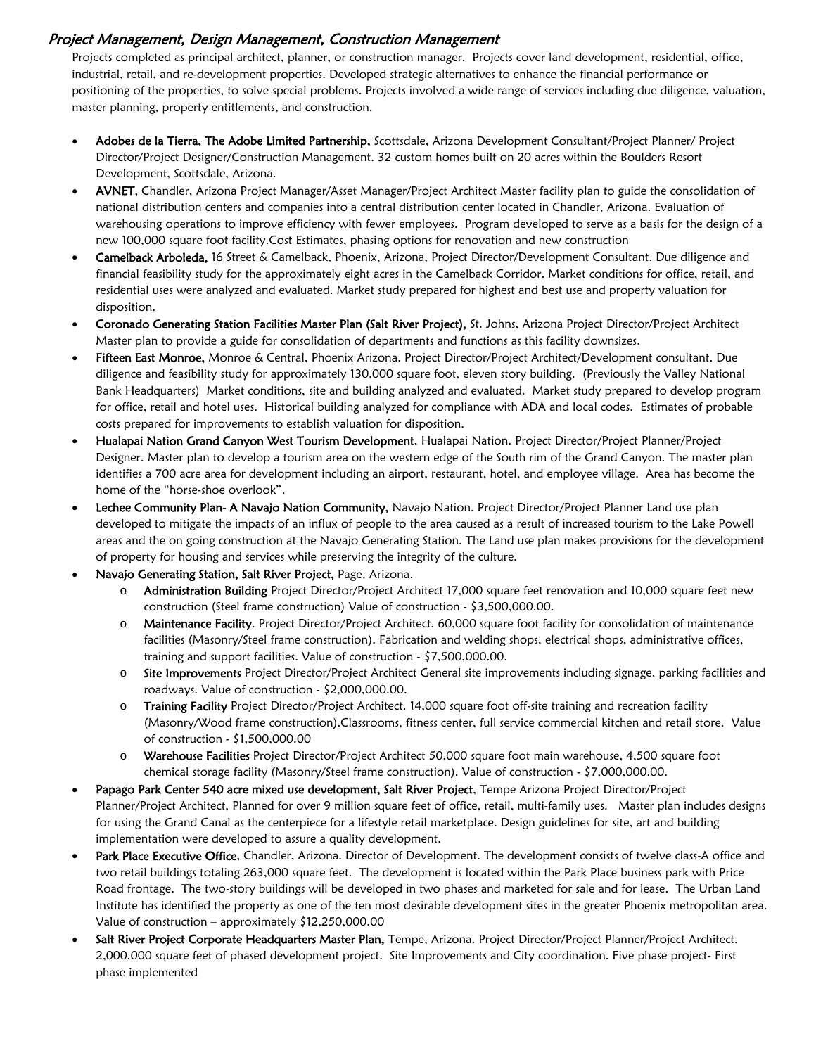## *Project Management, Design Management, Construction Management*

Projects completed as principal architect, planner, or construction manager. Projects cover land development, residential, office, industrial, retail, and re-development properties. Developed strategic alternatives to enhance the financial performance or positioning of the properties, to solve special problems. Projects involved a wide range of services including due diligence, valuation, master planning, property entitlements, and construction.

- **Adobes de la Tierra, The Adobe Limited Partnership,** Scottsdale, Arizona Development Consultant/Project Planner/ Project Director/Project Designer/Construction Management. 32 custom homes built on 20 acres within the Boulders Resort Development, Scottsdale, Arizona.
- **AVNET**, Chandler, Arizona Project Manager/Asset Manager/Project Architect Master facility plan to guide the consolidation of national distribution centers and companies into a central distribution center located in Chandler, Arizona. Evaluation of warehousing operations to improve efficiency with fewer employees. Program developed to serve as a basis for the design of a new 100,000 square foot facility.Cost Estimates, phasing options for renovation and new construction
- **Camelback Arboleda,** 16 Street & Camelback, Phoenix, Arizona, Project Director/Development Consultant. Due diligence and financial feasibility study for the approximately eight acres in the Camelback Corridor. Market conditions for office, retail, and residential uses were analyzed and evaluated. Market study prepared for highest and best use and property valuation for disposition.
- **Coronado Generating Station Facilities Master Plan (Salt River Project),** St. Johns, Arizona Project Director/Project Architect Master plan to provide a guide for consolidation of departments and functions as this facility downsizes.
- **Fifteen East Monroe,** Monroe & Central, Phoenix Arizona. Project Director/Project Architect/Development consultant. Due diligence and feasibility study for approximately 130,000 square foot, eleven story building. (Previously the Valley National Bank Headquarters) Market conditions, site and building analyzed and evaluated. Market study prepared to develop program for office, retail and hotel uses. Historical building analyzed for compliance with ADA and local codes. Estimates of probable costs prepared for improvements to establish valuation for disposition.
- **Hualapai Nation Grand Canyon West Tourism Development**, Hualapai Nation. Project Director/Project Planner/Project Designer. Master plan to develop a tourism area on the western edge of the South rim of the Grand Canyon. The master plan identifies a 700 acre area for development including an airport, restaurant, hotel, and employee village. Area has become the home of the "horse-shoe overlook".
- **Lechee Community Plan- A Navajo Nation Community,** Navajo Nation. Project Director/Project Planner Land use plan developed to mitigate the impacts of an influx of people to the area caused as a result of increased tourism to the Lake Powell areas and the on going construction at the Navajo Generating Station. The Land use plan makes provisions for the development of property for housing and services while preserving the integrity of the culture.
- **Navajo Generating Station, Salt River Project,** Page, Arizona.
  - **Administration Building** Project Director/Project Architect 17,000 square feet renovation and 10,000 square feet new construction (Steel frame construction) Value of construction - $3,500,000.00.
  - **Maintenance Facility**. Project Director/Project Architect. 60,000 square foot facility for consolidation of maintenance facilities (Masonry/Steel frame construction). Fabrication and welding shops, electrical shops, administrative offices, training and support facilities. Value of construction - $7,500,000.00.
  - **Site Improvements** Project Director/Project Architect General site improvements including signage, parking facilities and roadways. Value of construction - $2,000,000.00.
  - **Training Facility** Project Director/Project Architect. 14,000 square foot off-site training and recreation facility (Masonry/Wood frame construction).Classrooms, fitness center, full service commercial kitchen and retail store. Value of construction - $1,500,000.00
  - **Warehouse Facilities** Project Director/Project Architect 50,000 square foot main warehouse, 4,500 square foot chemical storage facility (Masonry/Steel frame construction). Value of construction - $7,000,000.00.
- **Papago Park Center 540 acre mixed use development, Salt River Project**, Tempe Arizona Project Director/Project Planner/Project Architect, Planned for over 9 million square feet of office, retail, multi-family uses. Master plan includes designs for using the Grand Canal as the centerpiece for a lifestyle retail marketplace. Design guidelines for site, art and building implementation were developed to assure a quality development.
- **Park Place Executive Office**, Chandler, Arizona. Director of Development. The development consists of twelve class-A office and two retail buildings totaling 263,000 square feet. The development is located within the Park Place business park with Price Road frontage. The two-story buildings will be developed in two phases and marketed for sale and for lease. The Urban Land Institute has identified the property as one of the ten most desirable development sites in the greater Phoenix metropolitan area. Value of construction – approximately $12,250,000.00
- **Salt River Project Corporate Headquarters Master Plan,** Tempe, Arizona. Project Director/Project Planner/Project Architect. 2,000,000 square feet of phased development project. Site Improvements and City coordination. Five phase project- First phase implemented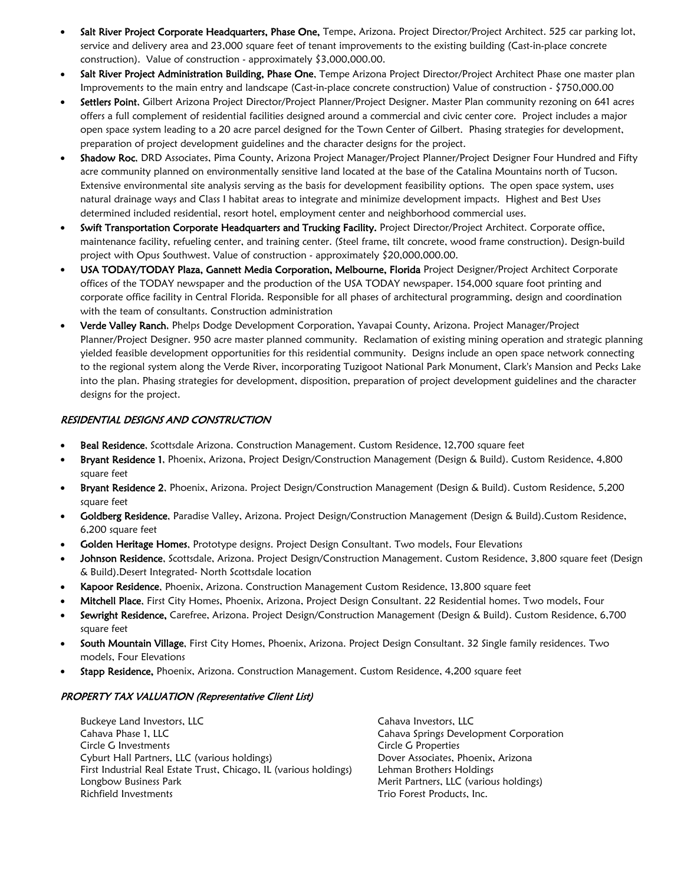- **Salt River Project Corporate Headquarters, Phase One,** Tempe, Arizona. Project Director/Project Architect. 525 car parking lot, service and delivery area and 23,000 square feet of tenant improvements to the existing building (Cast-in-place concrete construction). Value of construction - approximately $3,000,000.00.
- **Salt River Project Administration Building, Phase One**, Tempe Arizona Project Director/Project Architect Phase one master plan Improvements to the main entry and landscape (Cast-in-place concrete construction) Value of construction - $750,000.00
- **Settlers Point**, Gilbert Arizona Project Director/Project Planner/Project Designer. Master Plan community rezoning on 641 acres offers a full complement of residential facilities designed around a commercial and civic center core. Project includes a major open space system leading to a 20 acre parcel designed for the Town Center of Gilbert. Phasing strategies for development, preparation of project development guidelines and the character designs for the project.
- **Shadow Roc**, DRD Associates, Pima County, Arizona Project Manager/Project Planner/Project Designer Four Hundred and Fifty acre community planned on environmentally sensitive land located at the base of the Catalina Mountains north of Tucson. Extensive environmental site analysis serving as the basis for development feasibility options. The open space system, uses natural drainage ways and Class I habitat areas to integrate and minimize development impacts. Highest and Best Uses determined included residential, resort hotel, employment center and neighborhood commercial uses.
- **Swift Transportation Corporate Headquarters and Trucking Facility.** Project Director/Project Architect. Corporate office, maintenance facility, refueling center, and training center. (Steel frame, tilt concrete, wood frame construction). Design-build project with Opus Southwest. Value of construction - approximately $20,000,000.00.
- **USA TODAY/TODAY Plaza, Gannett Media Corporation, Melbourne, Florida** Project Designer/Project Architect Corporate offices of the TODAY newspaper and the production of the USA TODAY newspaper. 154,000 square foot printing and corporate office facility in Central Florida. Responsible for all phases of architectural programming, design and coordination with the team of consultants. Construction administration
- **Verde Valley Ranch**, Phelps Dodge Development Corporation, Yavapai County, Arizona. Project Manager/Project Planner/Project Designer. 950 acre master planned community. Reclamation of existing mining operation and strategic planning yielded feasible development opportunities for this residential community. Designs include an open space network connecting to the regional system along the Verde River, incorporating Tuzigoot National Park Monument, Clark's Mansion and Pecks Lake into the plan. Phasing strategies for development, disposition, preparation of project development guidelines and the character designs for the project.

### *RESIDENTIAL DESIGNS AND CONSTRUCTION*

- **Beal Residence**, Scottsdale Arizona. Construction Management. Custom Residence, 12,700 square feet
- **Bryant Residence 1**, Phoenix, Arizona, Project Design/Construction Management (Design & Build). Custom Residence, 4,800 square feet
- **Bryant Residence 2**, Phoenix, Arizona. Project Design/Construction Management (Design & Build). Custom Residence, 5,200 square feet
- **Goldberg Residence**, Paradise Valley, Arizona. Project Design/Construction Management (Design & Build).Custom Residence, 6,200 square feet
- **Golden Heritage Homes**, Prototype designs. Project Design Consultant. Two models, Four Elevations
- **Johnson Residence**, Scottsdale, Arizona. Project Design/Construction Management. Custom Residence, 3,800 square feet (Design & Build).Desert Integrated- North Scottsdale location
- **Kapoor Residence**, Phoenix, Arizona. Construction Management Custom Residence, 13,800 square feet
- **Mitchell Place**, First City Homes, Phoenix, Arizona, Project Design Consultant. 22 Residential homes. Two models, Four
- **Sewright Residence,** Carefree, Arizona. Project Design/Construction Management (Design & Build). Custom Residence, 6,700 square feet
- **South Mountain Village**, First City Homes, Phoenix, Arizona. Project Design Consultant. 32 Single family residences. Two models, Four Elevations
- **Stapp Residence,** Phoenix, Arizona. Construction Management. Custom Residence, 4,200 square feet

### *PROPERTY TAX VALUATION (Representative Client List)*

Buckeye Land Investors, LLC
Cahava Investors, LLC
Cahava Phase 1, LLC
Cahava Springs Development Corporation
Circle G Investments
Circle G Properties
Cyburt Hall Partners, LLC (various holdings)
Dover Associates, Phoenix, Arizona
First Industrial Real Estate Trust, Chicago, IL (various holdings)
Lehman Brothers Holdings
Longbow Business Park
Merit Partners, LLC (various holdings)
Richfield Investments
Trio Forest Products, Inc.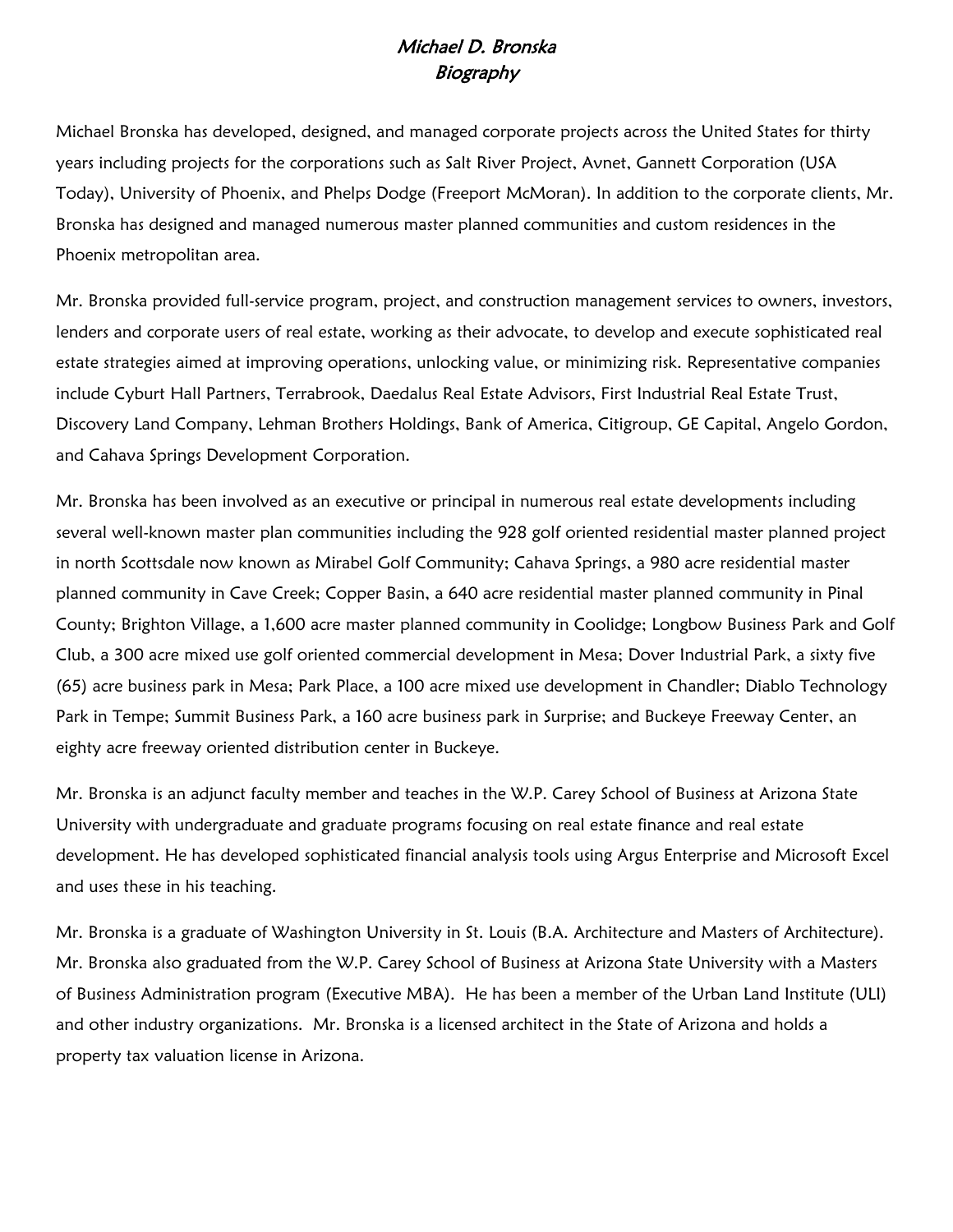# *Michael D. Bronska*
# *Biography*

Michael Bronska has developed, designed, and managed corporate projects across the United States for thirty years including projects for the corporations such as Salt River Project, Avnet, Gannett Corporation (USA Today), University of Phoenix, and Phelps Dodge (Freeport McMoran). In addition to the corporate clients, Mr. Bronska has designed and managed numerous master planned communities and custom residences in the Phoenix metropolitan area.

Mr. Bronska provided full-service program, project, and construction management services to owners, investors, lenders and corporate users of real estate, working as their advocate, to develop and execute sophisticated real estate strategies aimed at improving operations, unlocking value, or minimizing risk. Representative companies include Cyburt Hall Partners, Terrabrook, Daedalus Real Estate Advisors, First Industrial Real Estate Trust, Discovery Land Company, Lehman Brothers Holdings, Bank of America, Citigroup, GE Capital, Angelo Gordon, and Cahava Springs Development Corporation.

Mr. Bronska has been involved as an executive or principal in numerous real estate developments including several well-known master plan communities including the 928 golf oriented residential master planned project in north Scottsdale now known as Mirabel Golf Community; Cahava Springs, a 980 acre residential master planned community in Cave Creek; Copper Basin, a 640 acre residential master planned community in Pinal County; Brighton Village, a 1,600 acre master planned community in Coolidge; Longbow Business Park and Golf Club, a 300 acre mixed use golf oriented commercial development in Mesa; Dover Industrial Park, a sixty five (65) acre business park in Mesa; Park Place, a 100 acre mixed use development in Chandler; Diablo Technology Park in Tempe; Summit Business Park, a 160 acre business park in Surprise; and Buckeye Freeway Center, an eighty acre freeway oriented distribution center in Buckeye.

Mr. Bronska is an adjunct faculty member and teaches in the W.P. Carey School of Business at Arizona State University with undergraduate and graduate programs focusing on real estate finance and real estate development. He has developed sophisticated financial analysis tools using Argus Enterprise and Microsoft Excel and uses these in his teaching.

Mr. Bronska is a graduate of Washington University in St. Louis (B.A. Architecture and Masters of Architecture). Mr. Bronska also graduated from the W.P. Carey School of Business at Arizona State University with a Masters of Business Administration program (Executive MBA). He has been a member of the Urban Land Institute (ULI) and other industry organizations. Mr. Bronska is a licensed architect in the State of Arizona and holds a property tax valuation license in Arizona.